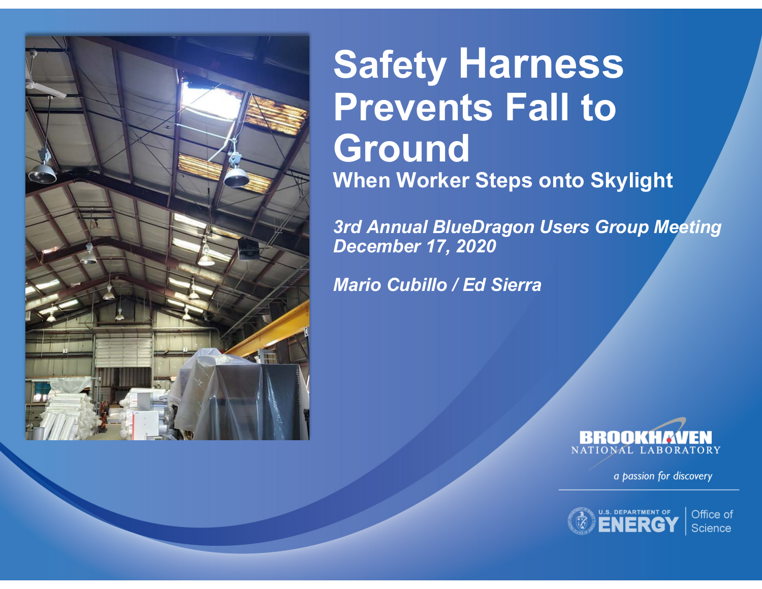# Safety Harness Prevents Fall to Ground

## When Worker Steps onto Skylight

*3rd Annual BlueDragon Users Group Meeting*
*December 17, 2020*

*Mario Cubillo / Ed Sierra*

BROOKHAVEN NATIONAL LABORATORY

*a passion for discovery*

U.S. DEPARTMENT OF ENERGY | Office of Science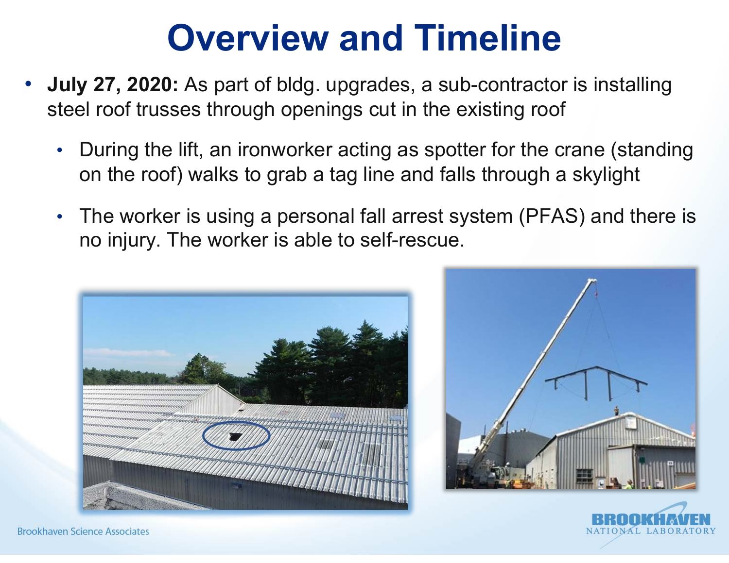# Overview and Timeline

- **July 27, 2020:** As part of bldg. upgrades, a sub-contractor is installing steel roof trusses through openings cut in the existing roof
  - During the lift, an ironworker acting as spotter for the crane (standing on the roof) walks to grab a tag line and falls through a skylight
  - The worker is using a personal fall arrest system (PFAS) and there is no injury. The worker is able to self-rescue.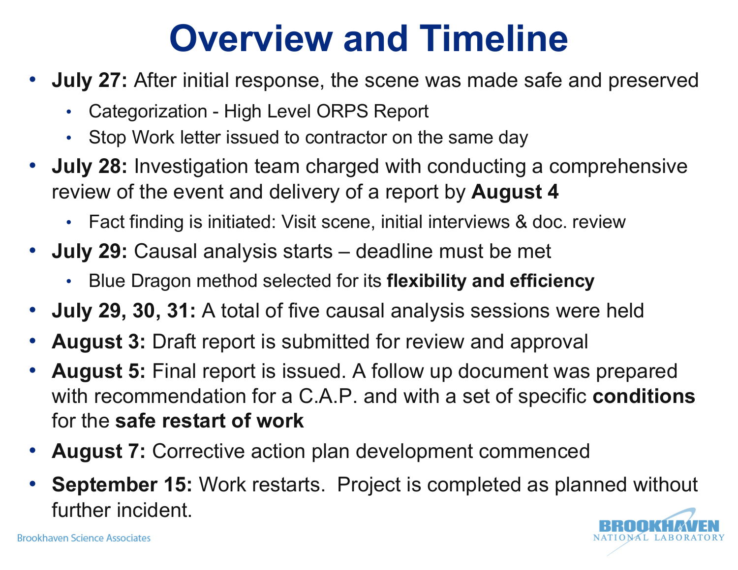# Overview and Timeline

- **July 27:** After initial response, the scene was made safe and preserved
  - Categorization - High Level ORPS Report
  - Stop Work letter issued to contractor on the same day
- **July 28:** Investigation team charged with conducting a comprehensive review of the event and delivery of a report by **August 4**
  - Fact finding is initiated: Visit scene, initial interviews & doc. review
- **July 29:** Causal analysis starts – deadline must be met
  - Blue Dragon method selected for its **flexibility and efficiency**
- **July 29, 30, 31:** A total of five causal analysis sessions were held
- **August 3:** Draft report is submitted for review and approval
- **August 5:** Final report is issued. A follow up document was prepared with recommendation for a C.A.P. and with a set of specific **conditions** for the **safe restart of work**
- **August 7:** Corrective action plan development commenced
- **September 15:** Work restarts. Project is completed as planned without further incident.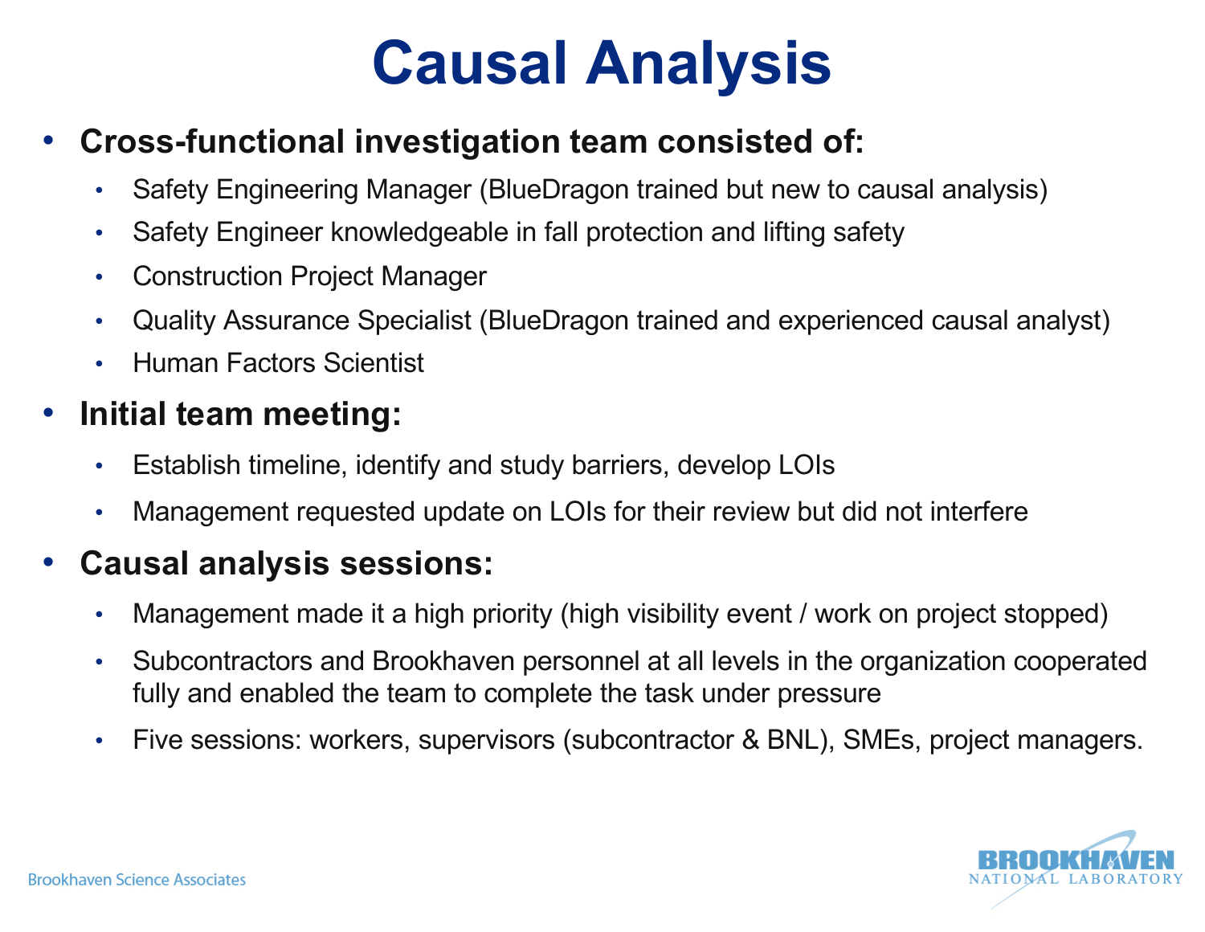# Causal Analysis

- **Cross-functional investigation team consisted of:**
  - Safety Engineering Manager (BlueDragon trained but new to causal analysis)
  - Safety Engineer knowledgeable in fall protection and lifting safety
  - Construction Project Manager
  - Quality Assurance Specialist (BlueDragon trained and experienced causal analyst)
  - Human Factors Scientist
- **Initial team meeting:**
  - Establish timeline, identify and study barriers, develop LOIs
  - Management requested update on LOIs for their review but did not interfere
- **Causal analysis sessions:**
  - Management made it a high priority (high visibility event / work on project stopped)
  - Subcontractors and Brookhaven personnel at all levels in the organization cooperated fully and enabled the team to complete the task under pressure
  - Five sessions: workers, supervisors (subcontractor & BNL), SMEs, project managers.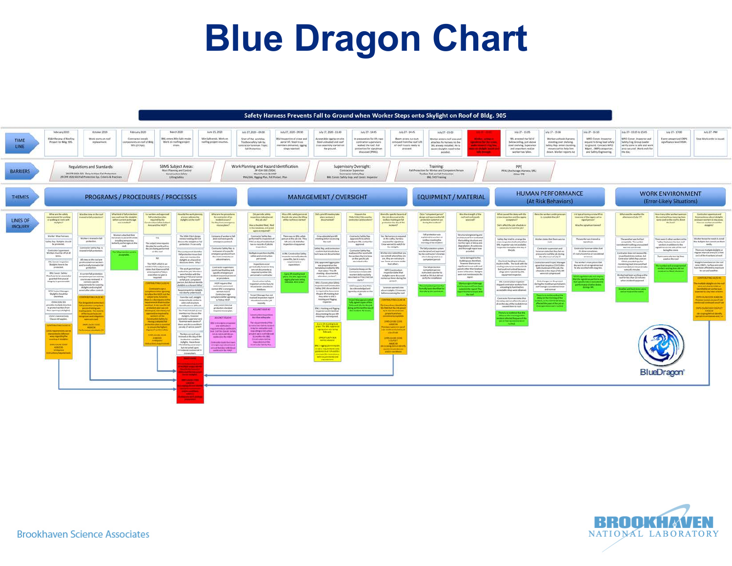# Blue Dragon Chart

**Safety Harness Prevents Fall to Ground when Worker Steps onto Skylight on Roof of Bldg. 905**

| | | | | | | |
|---|---|---|---|---|---|---|
| **TIME LINE** | February 2019 | October 2019 | February 2020 | March 2020 | June 15, 2020 | July 27, 2020 - 09:00 |
| **BARRIERS** | Regulations and Standards: 29CFR 1926.501 Duty to Have Fall Protection; 29CFR 1926.502 Fall Protection Sys. Criteria & Practices | SBMS Subject Areas: Work Planning and Control; Construction Safety; Lifting Safety | Work Planning and Hazard Identification: | Supervisory Oversight: Contractor Supervisor; Contractor Safety Rep; BNL Const. Safety Insp. and Const. Inspector | Training: Fall Protection for Worker and Competent Person; Toolbox Talk on Fall Protection; BNL FCO Training | PPE: PFAS (Anchorage, Harness, SRL); Other PPE |
| **THEMES** | PROGRAMS / PROCEDURES / PROCESSES | MANAGEMENT / OVERSIGHT | EQUIPMENT / MATERIAL | HUMAN PERFORMANCE (At Risk Behaviors) | WORK ENVIRONMENT (Error-Likely Situations) | |
| **LINES OF INQUIRY** | | | | | | |

**Brookhaven Science Associates**

**BROOKHAVEN NATIONAL LABORATORY**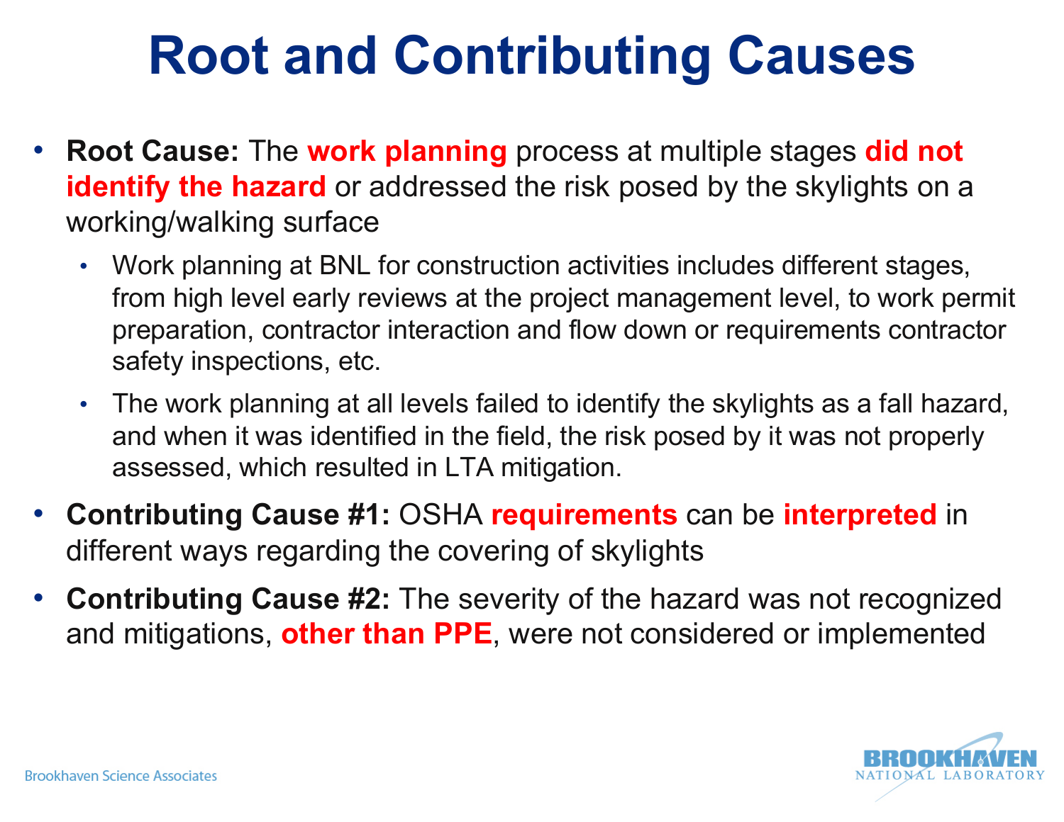# Root and Contributing Causes

- **Root Cause:** The **work planning** process at multiple stages **did not identify the hazard** or addressed the risk posed by the skylights on a working/walking surface
  - Work planning at BNL for construction activities includes different stages, from high level early reviews at the project management level, to work permit preparation, contractor interaction and flow down or requirements contractor safety inspections, etc.
  - The work planning at all levels failed to identify the skylights as a fall hazard, and when it was identified in the field, the risk posed by it was not properly assessed, which resulted in LTA mitigation.
- **Contributing Cause #1:** OSHA **requirements** can be **interpreted** in different ways regarding the covering of skylights
- **Contributing Cause #2:** The severity of the hazard was not recognized and mitigations, **other than PPE**, were not considered or implemented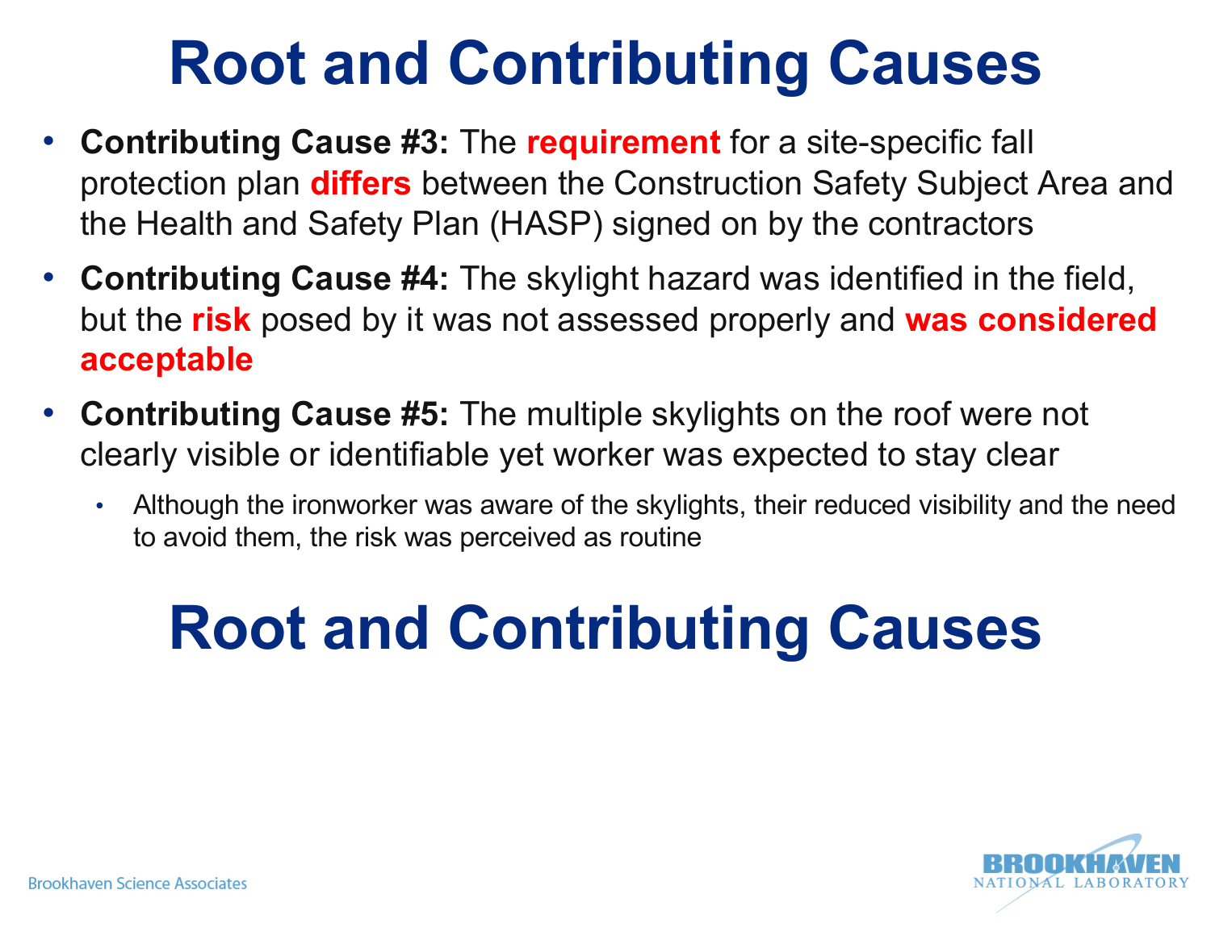# Root and Contributing Causes

- **Contributing Cause #3:** The **requirement** for a site-specific fall protection plan **differs** between the Construction Safety Subject Area and the Health and Safety Plan (HASP) signed on by the contractors
- **Contributing Cause #4:** The skylight hazard was identified in the field, but the **risk** posed by it was not assessed properly and **was considered acceptable**
- **Contributing Cause #5:** The multiple skylights on the roof were not clearly visible or identifiable yet worker was expected to stay clear
  - Although the ironworker was aware of the skylights, their reduced visibility and the need to avoid them, the risk was perceived as routine

# Root and Contributing Causes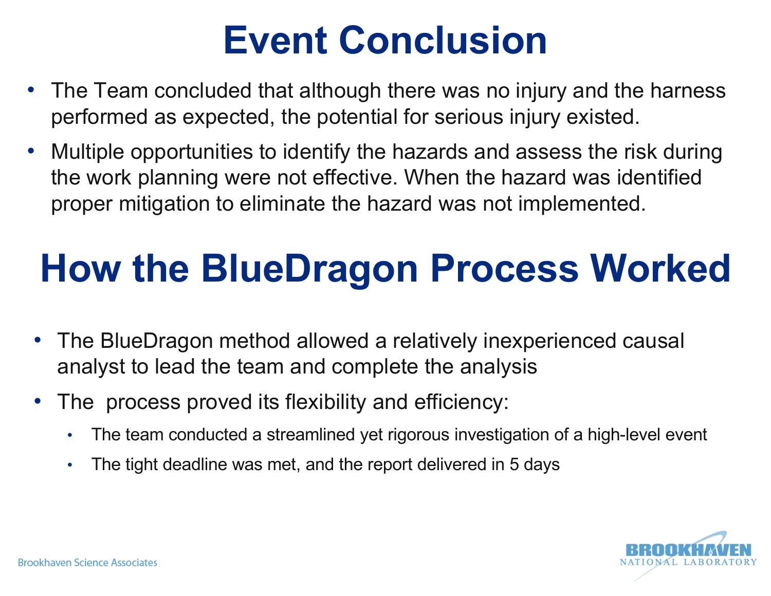# Event Conclusion

- The Team concluded that although there was no injury and the harness performed as expected, the potential for serious injury existed.
- Multiple opportunities to identify the hazards and assess the risk during the work planning were not effective. When the hazard was identified proper mitigation to eliminate the hazard was not implemented.

# How the BlueDragon Process Worked

- The BlueDragon method allowed a relatively inexperienced causal analyst to lead the team and complete the analysis
- The process proved its flexibility and efficiency:
  - The team conducted a streamlined yet rigorous investigation of a high-level event
  - The tight deadline was met, and the report delivered in 5 days